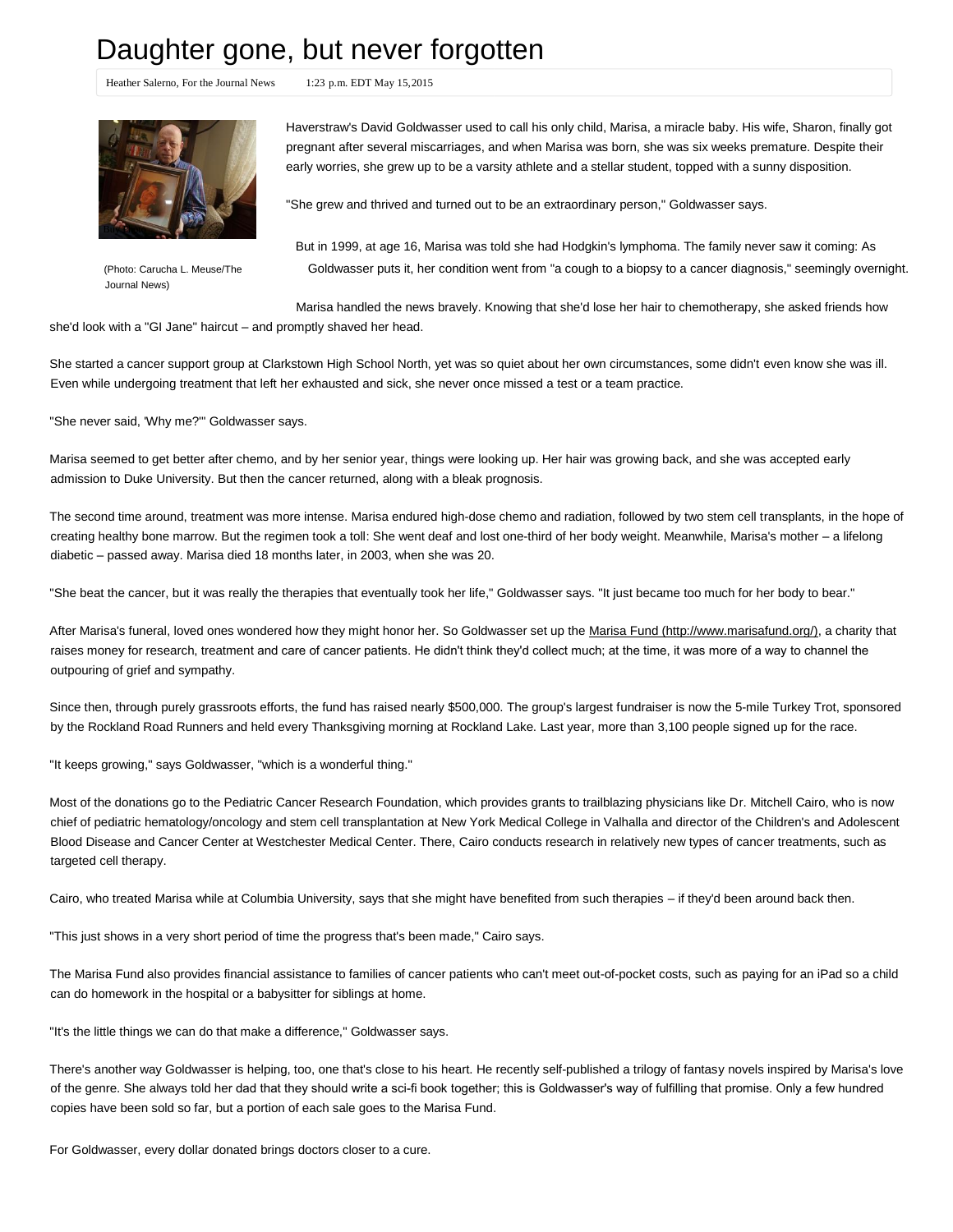# Daughter gone, but never forgotten

Heather Salerno, For the Journal News 1:23 p.m. EDT May 15,2015

(Photo: Carucha L. Meuse/The Journal News)

Haverstraw's David Goldwasser used to call his only child, Marisa, a miracle baby. His wife, Sharon, finally got pregnant after several miscarriages, and when Marisa was born, she was six weeks premature. Despite their early worries, she grew up to be a varsity athlete and a stellar student, topped with a sunny disposition.

"She grew and thrived and turned out to be an extraordinary person," Goldwasser says.

But in 1999, at age 16, Marisa was told she had Hodgkin's lymphoma. The family never saw it coming: As Goldwasser puts it, her condition went from "a cough to a biopsy to a cancer diagnosis," seemingly overnight.

Marisa handled the news bravely. Knowing that she'd lose her hair to chemotherapy, she asked friends how she'd look with a "GI Jane" haircut – and promptly shaved her head.

She started a cancer support group at Clarkstown High School North, yet was so quiet about her own circumstances, some didn't even know she was ill. Even while undergoing treatment that left her exhausted and sick, she never once missed a test or a team practice.

"She never said, 'Why me?'" Goldwasser says.

Marisa seemed to get better after chemo, and by her senior year, things were looking up. Her hair was growing back, and she was accepted early admission to Duke University. But then the cancer returned, along with a bleak prognosis.

The second time around, treatment was more intense. Marisa endured high-dose chemo and radiation, followed by two stem cell transplants, in the hope of creating healthy bone marrow. But the regimen took a toll: She went deaf and lost one-third of her body weight. Meanwhile, Marisa's mother – a lifelong diabetic – passed away. Marisa died 18 months later, in 2003, when she was 20.

"She beat the cancer, but it was really the therapies that eventually took her life," Goldwasser says. "It just became too much for her body to bear."

After Marisa's funeral, loved ones wondered how they might honor her. So Goldwasser set up the Marisa Fund (http://www.marisafund.org/), a charity that raises money for research, treatment and care of cancer patients. He didn't think they'd collect much; at the time, it was more of a way to channel the outpouring of grief and sympathy.

Since then, through purely grassroots efforts, the fund has raised nearly $500,000. The group's largest fundraiser is now the 5-mile Turkey Trot, sponsored by the Rockland Road Runners and held every Thanksgiving morning at Rockland Lake. Last year, more than 3,100 people signed up for the race.

"It keeps growing," says Goldwasser, "which is a wonderful thing."

Most of the donations go to the Pediatric Cancer Research Foundation, which provides grants to trailblazing physicians like Dr. Mitchell Cairo, who is now chief of pediatric hematology/oncology and stem cell transplantation at New York Medical College in Valhalla and director of the Children's and Adolescent Blood Disease and Cancer Center at Westchester Medical Center. There, Cairo conducts research in relatively new types of cancer treatments, such as targeted cell therapy.

Cairo, who treated Marisa while at Columbia University, says that she might have benefited from such therapies – if they'd been around back then.

"This just shows in a very short period of time the progress that's been made," Cairo says.

The Marisa Fund also provides financial assistance to families of cancer patients who can't meet out-of-pocket costs, such as paying for an iPad so a child can do homework in the hospital or a babysitter for siblings at home.

"It's the little things we can do that make a difference," Goldwasser says.

There's another way Goldwasser is helping, too, one that's close to his heart. He recently self-published a trilogy of fantasy novels inspired by Marisa's love of the genre. She always told her dad that they should write a sci-fi book together; this is Goldwasser's way of fulfilling that promise. Only a few hundred copies have been sold so far, but a portion of each sale goes to the Marisa Fund.

For Goldwasser, every dollar donated brings doctors closer to a cure.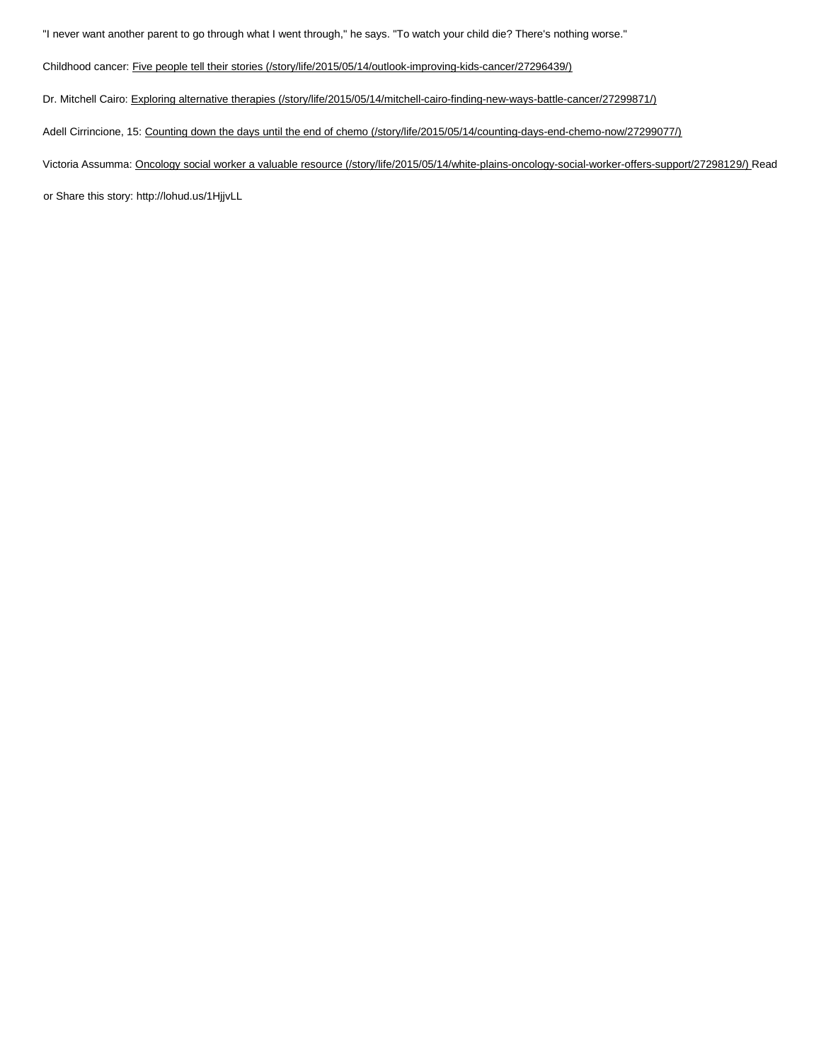"I never want another parent to go through what I went through," he says. "To watch your child die? There's nothing worse."

Childhood cancer: Five people tell their stories (/story/life/2015/05/14/outlook-improving-kids-cancer/27296439/)

Dr. Mitchell Cairo: Exploring alternative therapies (/story/life/2015/05/14/mitchell-cairo-finding-new-ways-battle-cancer/27299871/)

Adell Cirrincione, 15: Counting down the days until the end of chemo (/story/life/2015/05/14/counting-days-end-chemo-now/27299077/)

Victoria Assumma: Oncology social worker a valuable resource (/story/life/2015/05/14/white-plains-oncology-social-worker-offers-support/27298129/) Read

or Share this story: http://lohud.us/1HjjvLL